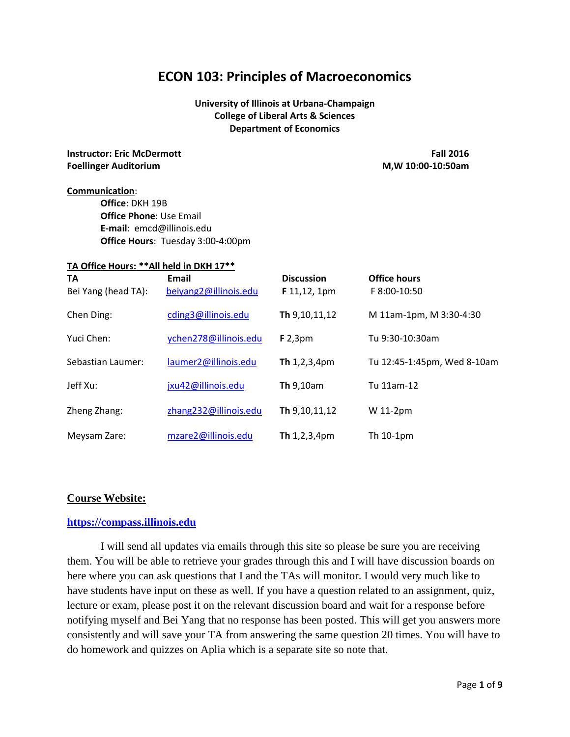# ECON 103: Principles of Macroeconomics

**University of Illinois at Urbana-Champaign**
**College of Liberal Arts & Sciences**
**Department of Economics**

**Instructor: Eric McDermott** — **Fall 2016**
**Foellinger Auditorium** — **M,W 10:00-10:50am**

**Communication**:

- **Office**: DKH 19B
- **Office Phone**: Use Email
- **E-mail**: emcd@illinois.edu
- **Office Hours**: Tuesday 3:00-4:00pm

**TA Office Hours: **All held in DKH 17****

| TA | Email | Discussion | Office hours |
|---|---|---|---|
| Bei Yang (head TA): | beiyang2@illinois.edu | **F** 11,12, 1pm | F 8:00-10:50 |
| Chen Ding: | cding3@illinois.edu | **Th** 9,10,11,12 | M 11am-1pm, M 3:30-4:30 |
| Yuci Chen: | ychen278@illinois.edu | **F** 2,3pm | Tu 9:30-10:30am |
| Sebastian Laumer: | laumer2@illinois.edu | **Th** 1,2,3,4pm | Tu 12:45-1:45pm, Wed 8-10am |
| Jeff Xu: | jxu42@illinois.edu | **Th** 9,10am | Tu 11am-12 |
| Zheng Zhang: | zhang232@illinois.edu | **Th** 9,10,11,12 | W 11-2pm |
| Meysam Zare: | mzare2@illinois.edu | **Th** 1,2,3,4pm | Th 10-1pm |

## Course Website:

**https://compass.illinois.edu**

I will send all updates via emails through this site so please be sure you are receiving them. You will be able to retrieve your grades through this and I will have discussion boards on here where you can ask questions that I and the TAs will monitor. I would very much like to have students have input on these as well. If you have a question related to an assignment, quiz, lecture or exam, please post it on the relevant discussion board and wait for a response before notifying myself and Bei Yang that no response has been posted. This will get you answers more consistently and will save your TA from answering the same question 20 times. You will have to do homework and quizzes on Aplia which is a separate site so note that.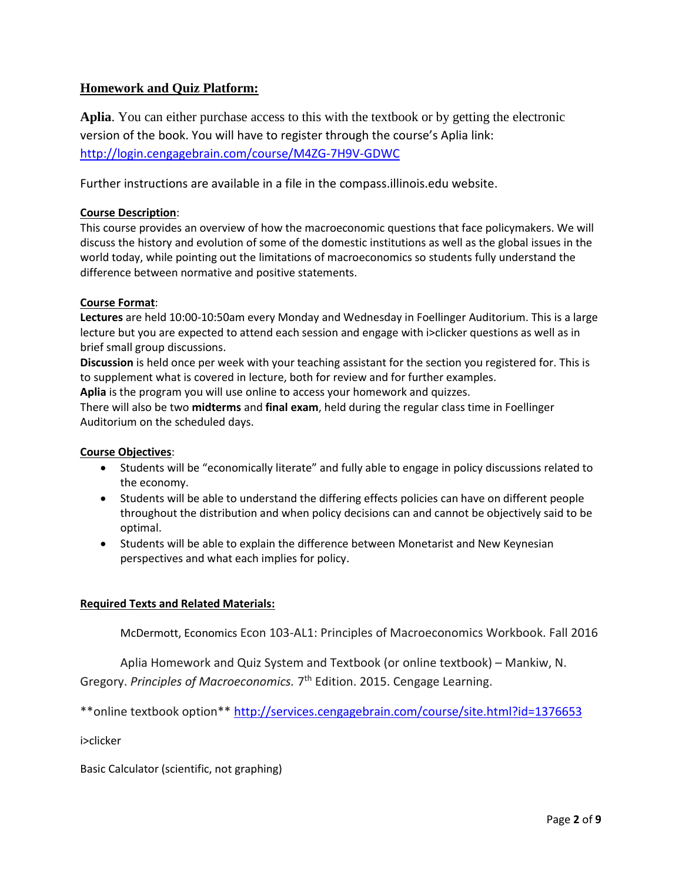## Homework and Quiz Platform:

**Aplia**. You can either purchase access to this with the textbook or by getting the electronic version of the book. You will have to register through the course's Aplia link: [http://login.cengagebrain.com/course/M4ZG-7H9V-GDWC](http://login.cengagebrain.com/course/M4ZG-7H9V-GDWC)

Further instructions are available in a file in the compass.illinois.edu website.

### Course Description:

This course provides an overview of how the macroeconomic questions that face policymakers. We will discuss the history and evolution of some of the domestic institutions as well as the global issues in the world today, while pointing out the limitations of macroeconomics so students fully understand the difference between normative and positive statements.

### Course Format:

**Lectures** are held 10:00-10:50am every Monday and Wednesday in Foellinger Auditorium. This is a large lecture but you are expected to attend each session and engage with i>clicker questions as well as in brief small group discussions.

**Discussion** is held once per week with your teaching assistant for the section you registered for. This is to supplement what is covered in lecture, both for review and for further examples.

**Aplia** is the program you will use online to access your homework and quizzes.

There will also be two **midterms** and **final exam**, held during the regular class time in Foellinger Auditorium on the scheduled days.

### Course Objectives:

- Students will be "economically literate" and fully able to engage in policy discussions related to the economy.
- Students will be able to understand the differing effects policies can have on different people throughout the distribution and when policy decisions can and cannot be objectively said to be optimal.
- Students will be able to explain the difference between Monetarist and New Keynesian perspectives and what each implies for policy.

### Required Texts and Related Materials:

McDermott, Economics Econ 103-AL1: Principles of Macroeconomics Workbook. Fall 2016

Aplia Homework and Quiz System and Textbook (or online textbook) – Mankiw, N. Gregory. *Principles of Macroeconomics.* 7th Edition. 2015. Cengage Learning.

**online textbook option** [http://services.cengagebrain.com/course/site.html?id=1376653](http://services.cengagebrain.com/course/site.html?id=1376653)

i>clicker

Basic Calculator (scientific, not graphing)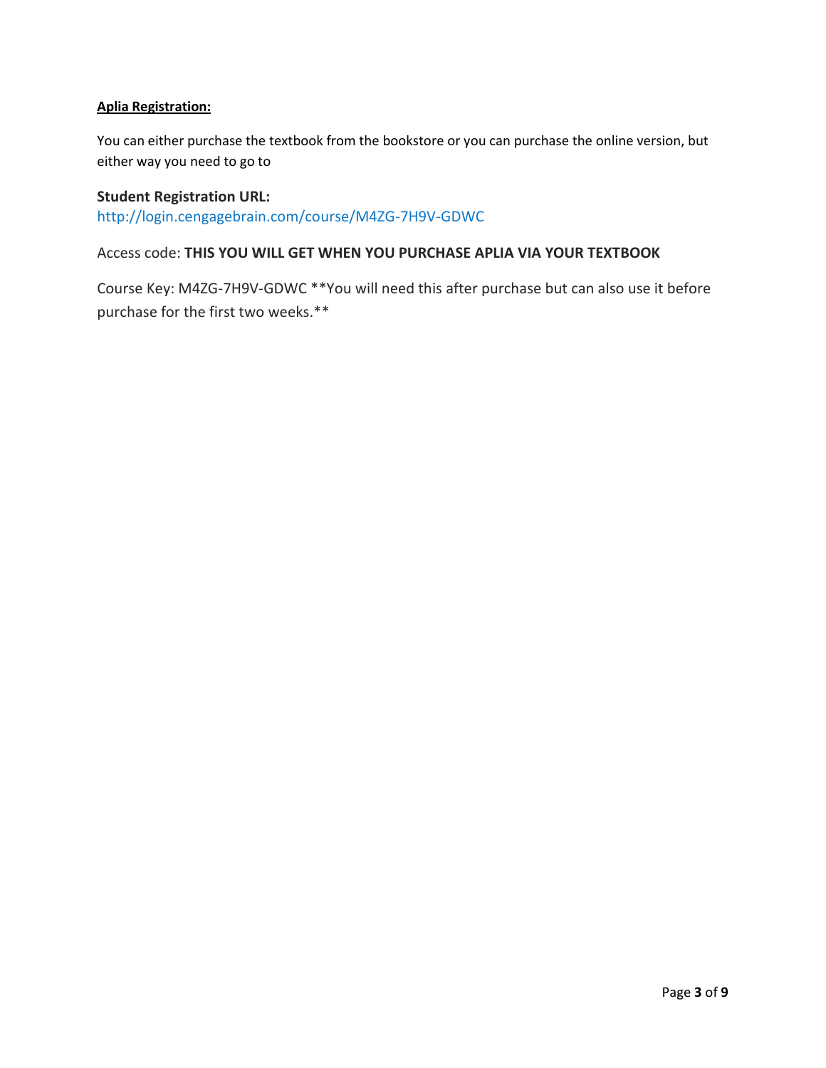**Aplia Registration:**

You can either purchase the textbook from the bookstore or you can purchase the online version, but either way you need to go to

**Student Registration URL:**
http://login.cengagebrain.com/course/M4ZG-7H9V-GDWC

Access code: **THIS YOU WILL GET WHEN YOU PURCHASE APLIA VIA YOUR TEXTBOOK**

Course Key: M4ZG-7H9V-GDWC **You will need this after purchase but can also use it before purchase for the first two weeks.**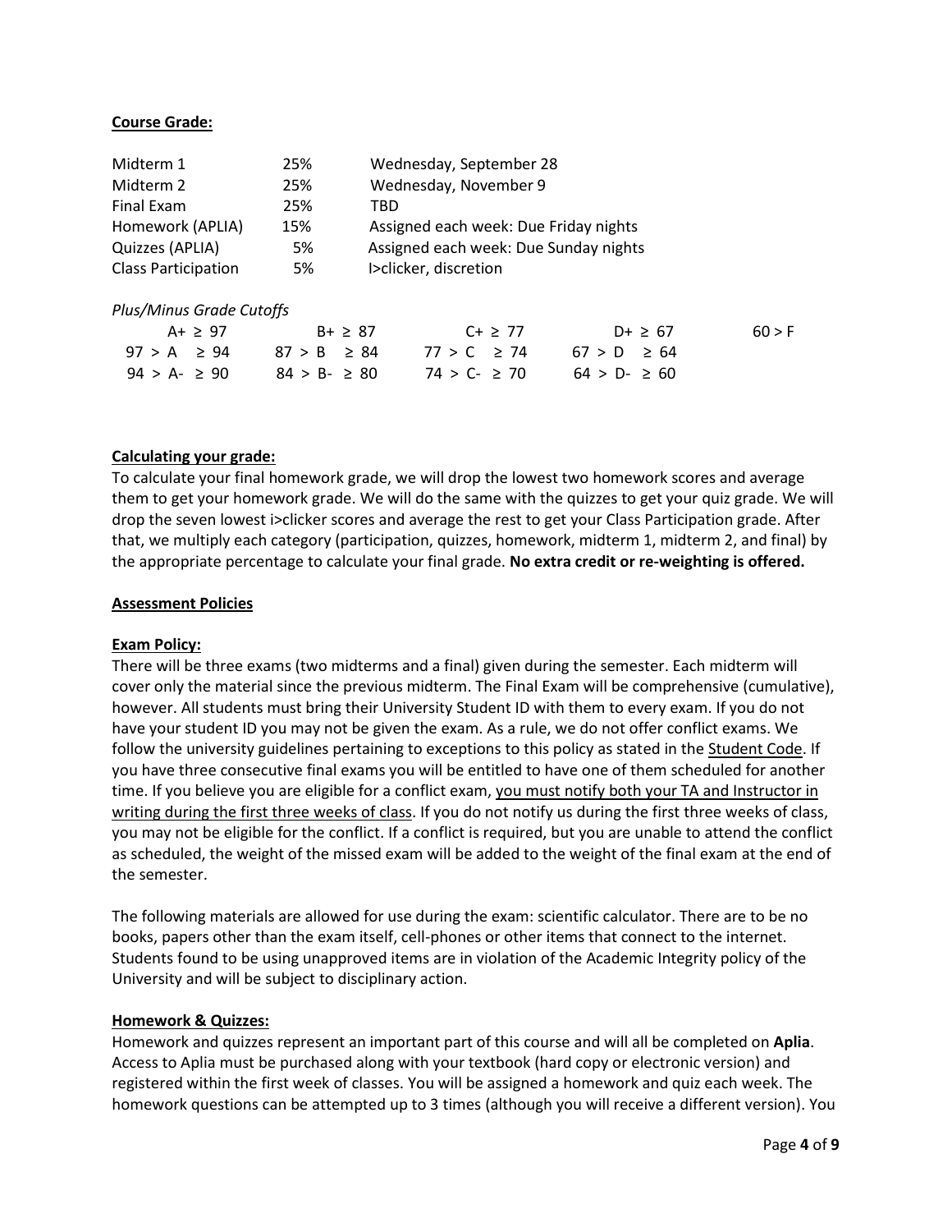**Course Grade:**

| | | |
|---|---|---|
| Midterm 1 | 25% | Wednesday, September 28 |
| Midterm 2 | 25% | Wednesday, November 9 |
| Final Exam | 25% | TBD |
| Homework (APLIA) | 15% | Assigned each week: Due Friday nights |
| Quizzes (APLIA) | 5% | Assigned each week: Due Sunday nights |
| Class Participation | 5% | I>clicker, discretion |

*Plus/Minus Grade Cutoffs*

| | | | | |
|---|---|---|---|---|
| A+ ≥ 97 | B+ ≥ 87 | C+ ≥ 77 | D+ ≥ 67 | 60 > F |
| 97 > A ≥ 94 | 87 > B ≥ 84 | 77 > C ≥ 74 | 67 > D ≥ 64 | |
| 94 > A- ≥ 90 | 84 > B- ≥ 80 | 74 > C- ≥ 70 | 64 > D- ≥ 60 | |

**Calculating your grade:**

To calculate your final homework grade, we will drop the lowest two homework scores and average them to get your homework grade. We will do the same with the quizzes to get your quiz grade. We will drop the seven lowest i>clicker scores and average the rest to get your Class Participation grade. After that, we multiply each category (participation, quizzes, homework, midterm 1, midterm 2, and final) by the appropriate percentage to calculate your final grade. **No extra credit or re-weighting is offered.**

**Assessment Policies**

**Exam Policy:**

There will be three exams (two midterms and a final) given during the semester. Each midterm will cover only the material since the previous midterm. The Final Exam will be comprehensive (cumulative), however. All students must bring their University Student ID with them to every exam. If you do not have your student ID you may not be given the exam. As a rule, we do not offer conflict exams. We follow the university guidelines pertaining to exceptions to this policy as stated in the Student Code. If you have three consecutive final exams you will be entitled to have one of them scheduled for another time. If you believe you are eligible for a conflict exam, you must notify both your TA and Instructor in writing during the first three weeks of class. If you do not notify us during the first three weeks of class, you may not be eligible for the conflict. If a conflict is required, but you are unable to attend the conflict as scheduled, the weight of the missed exam will be added to the weight of the final exam at the end of the semester.

The following materials are allowed for use during the exam: scientific calculator. There are to be no books, papers other than the exam itself, cell-phones or other items that connect to the internet. Students found to be using unapproved items are in violation of the Academic Integrity policy of the University and will be subject to disciplinary action.

**Homework & Quizzes:**

Homework and quizzes represent an important part of this course and will all be completed on **Aplia**. Access to Aplia must be purchased along with your textbook (hard copy or electronic version) and registered within the first week of classes. You will be assigned a homework and quiz each week. The homework questions can be attempted up to 3 times (although you will receive a different version). You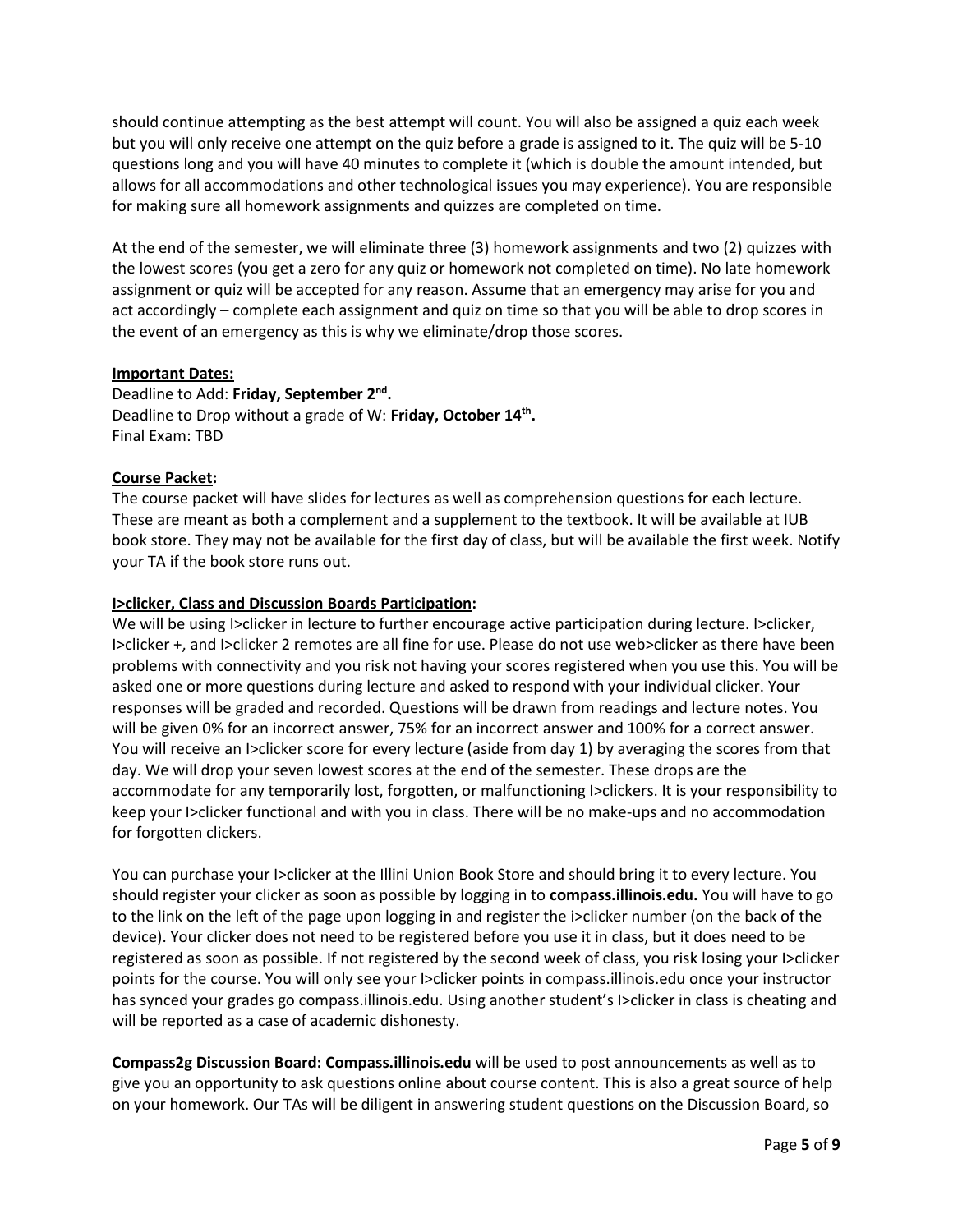should continue attempting as the best attempt will count. You will also be assigned a quiz each week but you will only receive one attempt on the quiz before a grade is assigned to it. The quiz will be 5-10 questions long and you will have 40 minutes to complete it (which is double the amount intended, but allows for all accommodations and other technological issues you may experience). You are responsible for making sure all homework assignments and quizzes are completed on time.

At the end of the semester, we will eliminate three (3) homework assignments and two (2) quizzes with the lowest scores (you get a zero for any quiz or homework not completed on time). No late homework assignment or quiz will be accepted for any reason. Assume that an emergency may arise for you and act accordingly – complete each assignment and quiz on time so that you will be able to drop scores in the event of an emergency as this is why we eliminate/drop those scores.

**Important Dates:**

Deadline to Add: **Friday, September 2nd.**
Deadline to Drop without a grade of W: **Friday, October 14th.**
Final Exam: TBD

**Course Packet:**

The course packet will have slides for lectures as well as comprehension questions for each lecture. These are meant as both a complement and a supplement to the textbook. It will be available at IUB book store. They may not be available for the first day of class, but will be available the first week. Notify your TA if the book store runs out.

**I>clicker, Class and Discussion Boards Participation:**

We will be using I>clicker in lecture to further encourage active participation during lecture. I>clicker, I>clicker +, and I>clicker 2 remotes are all fine for use. Please do not use web>clicker as there have been problems with connectivity and you risk not having your scores registered when you use this. You will be asked one or more questions during lecture and asked to respond with your individual clicker. Your responses will be graded and recorded. Questions will be drawn from readings and lecture notes. You will be given 0% for an incorrect answer, 75% for an incorrect answer and 100% for a correct answer. You will receive an I>clicker score for every lecture (aside from day 1) by averaging the scores from that day. We will drop your seven lowest scores at the end of the semester. These drops are the accommodate for any temporarily lost, forgotten, or malfunctioning I>clickers. It is your responsibility to keep your I>clicker functional and with you in class. There will be no make-ups and no accommodation for forgotten clickers.

You can purchase your I>clicker at the Illini Union Book Store and should bring it to every lecture. You should register your clicker as soon as possible by logging in to **compass.illinois.edu.** You will have to go to the link on the left of the page upon logging in and register the i>clicker number (on the back of the device). Your clicker does not need to be registered before you use it in class, but it does need to be registered as soon as possible. If not registered by the second week of class, you risk losing your I>clicker points for the course. You will only see your I>clicker points in compass.illinois.edu once your instructor has synced your grades go compass.illinois.edu. Using another student's I>clicker in class is cheating and will be reported as a case of academic dishonesty.

**Compass2g Discussion Board: Compass.illinois.edu** will be used to post announcements as well as to give you an opportunity to ask questions online about course content. This is also a great source of help on your homework. Our TAs will be diligent in answering student questions on the Discussion Board, so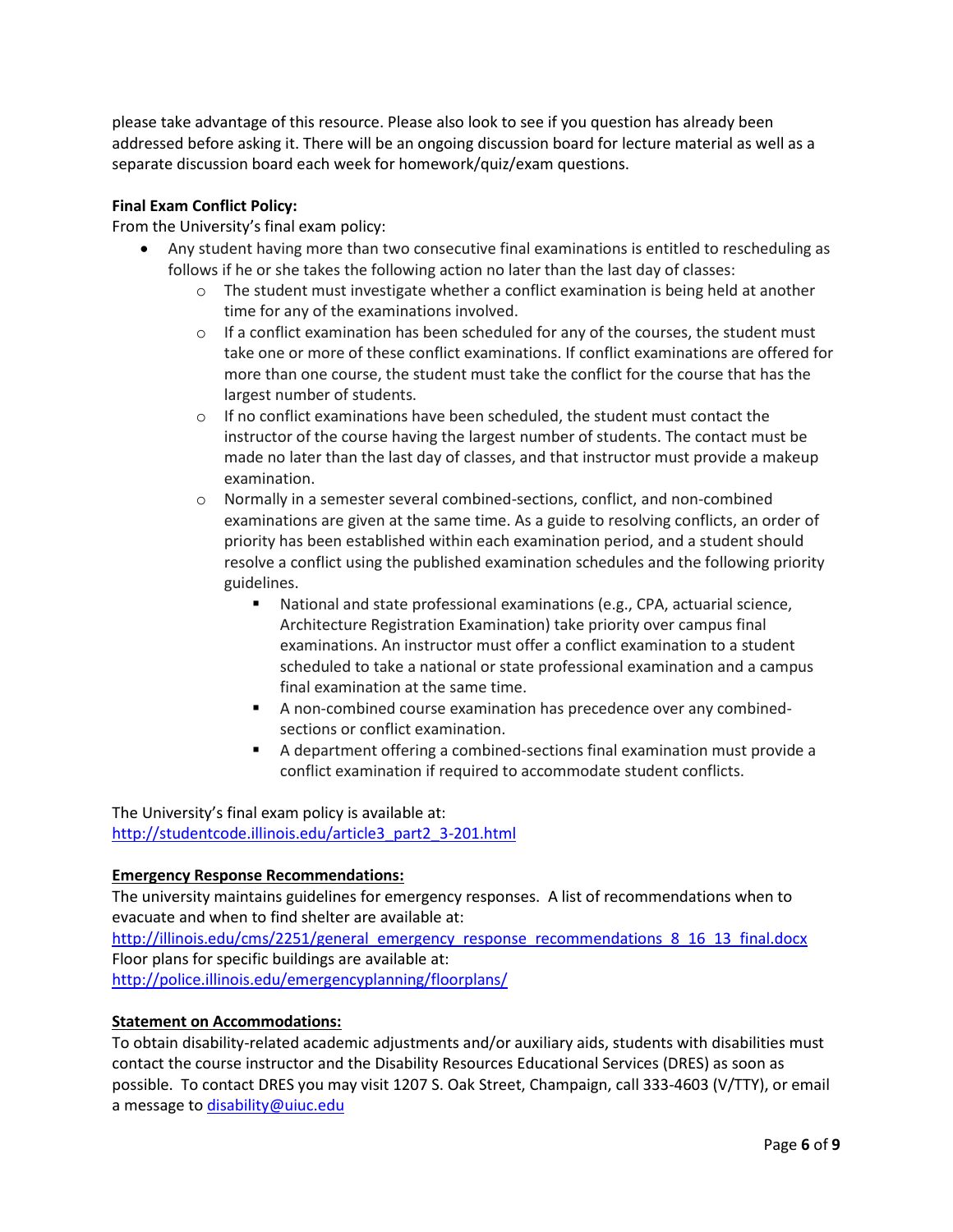please take advantage of this resource. Please also look to see if you question has already been addressed before asking it. There will be an ongoing discussion board for lecture material as well as a separate discussion board each week for homework/quiz/exam questions.

**Final Exam Conflict Policy:**

From the University's final exam policy:

- Any student having more than two consecutive final examinations is entitled to rescheduling as follows if he or she takes the following action no later than the last day of classes:
    - The student must investigate whether a conflict examination is being held at another time for any of the examinations involved.
    - If a conflict examination has been scheduled for any of the courses, the student must take one or more of these conflict examinations. If conflict examinations are offered for more than one course, the student must take the conflict for the course that has the largest number of students.
    - If no conflict examinations have been scheduled, the student must contact the instructor of the course having the largest number of students. The contact must be made no later than the last day of classes, and that instructor must provide a makeup examination.
    - Normally in a semester several combined-sections, conflict, and non-combined examinations are given at the same time. As a guide to resolving conflicts, an order of priority has been established within each examination period, and a student should resolve a conflict using the published examination schedules and the following priority guidelines.
        - National and state professional examinations (e.g., CPA, actuarial science, Architecture Registration Examination) take priority over campus final examinations. An instructor must offer a conflict examination to a student scheduled to take a national or state professional examination and a campus final examination at the same time.
        - A non-combined course examination has precedence over any combined-sections or conflict examination.
        - A department offering a combined-sections final examination must provide a conflict examination if required to accommodate student conflicts.

The University's final exam policy is available at:
[http://studentcode.illinois.edu/article3_part2_3-201.html](http://studentcode.illinois.edu/article3_part2_3-201.html)

**Emergency Response Recommendations:**

The university maintains guidelines for emergency responses. A list of recommendations when to evacuate and when to find shelter are available at:
[http://illinois.edu/cms/2251/general_emergency_response_recommendations_8_16_13_final.docx](http://illinois.edu/cms/2251/general_emergency_response_recommendations_8_16_13_final.docx)
Floor plans for specific buildings are available at:
[http://police.illinois.edu/emergencyplanning/floorplans/](http://police.illinois.edu/emergencyplanning/floorplans/)

**Statement on Accommodations:**

To obtain disability-related academic adjustments and/or auxiliary aids, students with disabilities must contact the course instructor and the Disability Resources Educational Services (DRES) as soon as possible. To contact DRES you may visit 1207 S. Oak Street, Champaign, call 333-4603 (V/TTY), or email a message to [disability@uiuc.edu](mailto:disability@uiuc.edu)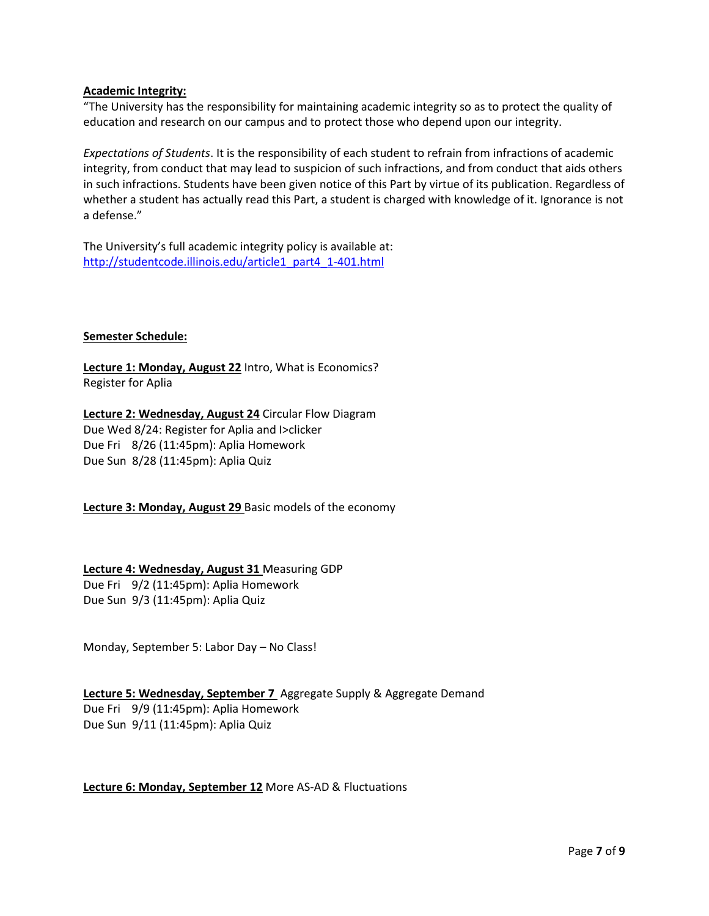**Academic Integrity:**

"The University has the responsibility for maintaining academic integrity so as to protect the quality of education and research on our campus and to protect those who depend upon our integrity.

*Expectations of Students*. It is the responsibility of each student to refrain from infractions of academic integrity, from conduct that may lead to suspicion of such infractions, and from conduct that aids others in such infractions. Students have been given notice of this Part by virtue of its publication. Regardless of whether a student has actually read this Part, a student is charged with knowledge of it. Ignorance is not a defense."

The University's full academic integrity policy is available at:
[http://studentcode.illinois.edu/article1_part4_1-401.html](http://studentcode.illinois.edu/article1_part4_1-401.html)

**Semester Schedule:**

**Lecture 1: Monday, August 22** Intro, What is Economics?
Register for Aplia

**Lecture 2: Wednesday, August 24** Circular Flow Diagram
Due Wed 8/24: Register for Aplia and I>clicker
Due Fri 8/26 (11:45pm): Aplia Homework
Due Sun 8/28 (11:45pm): Aplia Quiz

**Lecture 3: Monday, August 29** Basic models of the economy

**Lecture 4: Wednesday, August 31** Measuring GDP
Due Fri 9/2 (11:45pm): Aplia Homework
Due Sun 9/3 (11:45pm): Aplia Quiz

Monday, September 5: Labor Day – No Class!

**Lecture 5: Wednesday, September 7** Aggregate Supply & Aggregate Demand
Due Fri 9/9 (11:45pm): Aplia Homework
Due Sun 9/11 (11:45pm): Aplia Quiz

**Lecture 6: Monday, September 12** More AS-AD & Fluctuations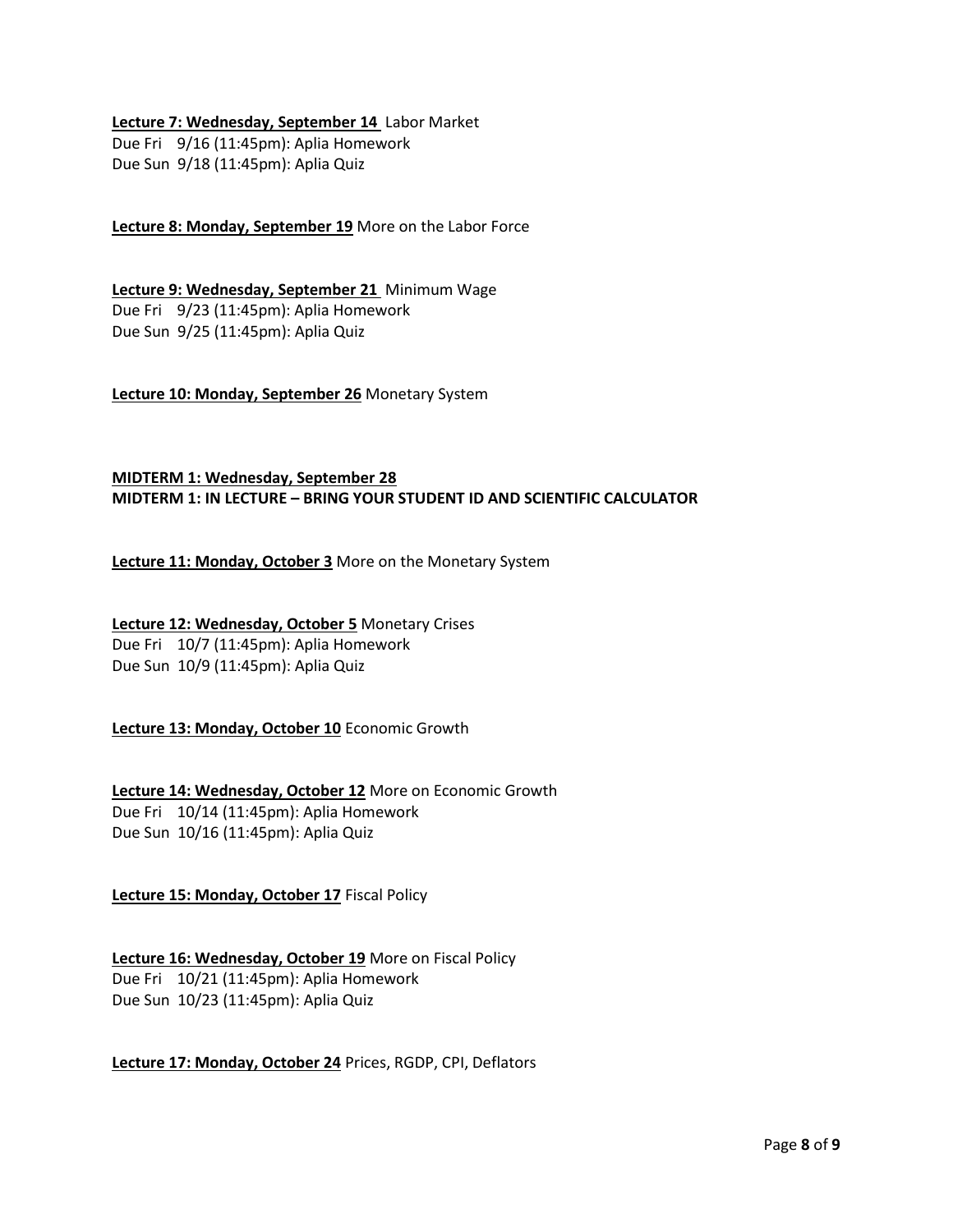**<u>Lecture 7: Wednesday, September 14</u>** Labor Market
Due Fri 9/16 (11:45pm): Aplia Homework
Due Sun 9/18 (11:45pm): Aplia Quiz

**<u>Lecture 8: Monday, September 19</u>** More on the Labor Force

**<u>Lecture 9: Wednesday, September 21</u>** Minimum Wage
Due Fri 9/23 (11:45pm): Aplia Homework
Due Sun 9/25 (11:45pm): Aplia Quiz

**<u>Lecture 10: Monday, September 26</u>** Monetary System

**<u>MIDTERM 1: Wednesday, September 28</u>**
**MIDTERM 1: IN LECTURE – BRING YOUR STUDENT ID AND SCIENTIFIC CALCULATOR**

**<u>Lecture 11: Monday, October 3</u>** More on the Monetary System

**<u>Lecture 12: Wednesday, October 5</u>** Monetary Crises
Due Fri 10/7 (11:45pm): Aplia Homework
Due Sun 10/9 (11:45pm): Aplia Quiz

**<u>Lecture 13: Monday, October 10</u>** Economic Growth

**<u>Lecture 14: Wednesday, October 12</u>** More on Economic Growth
Due Fri 10/14 (11:45pm): Aplia Homework
Due Sun 10/16 (11:45pm): Aplia Quiz

**<u>Lecture 15: Monday, October 17</u>** Fiscal Policy

**<u>Lecture 16: Wednesday, October 19</u>** More on Fiscal Policy
Due Fri 10/21 (11:45pm): Aplia Homework
Due Sun 10/23 (11:45pm): Aplia Quiz

**<u>Lecture 17: Monday, October 24</u>** Prices, RGDP, CPI, Deflators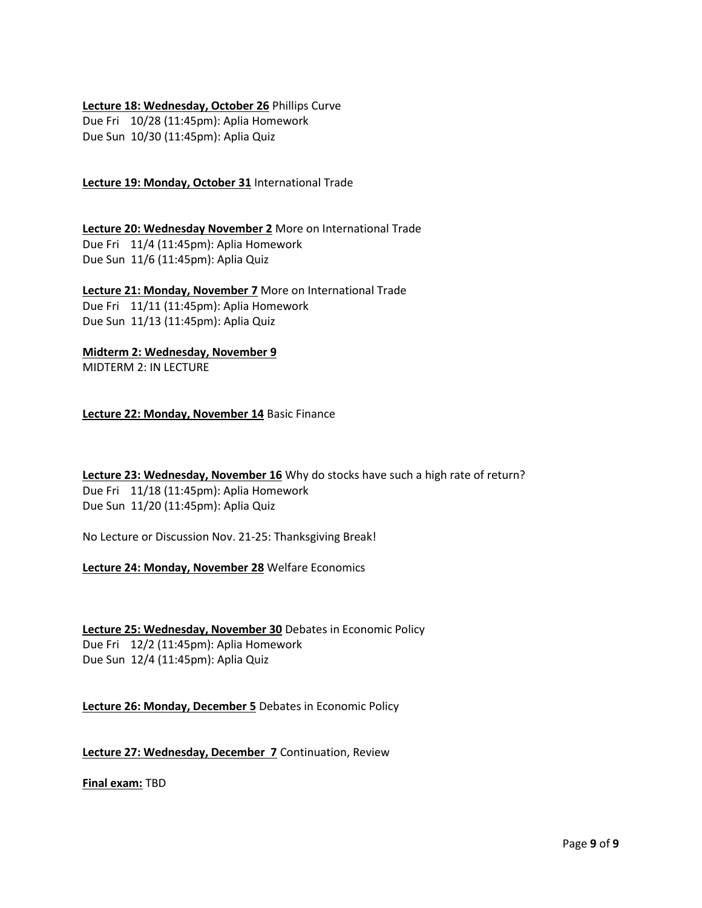**<u>Lecture 18: Wednesday, October 26</u>** Phillips Curve
Due Fri 10/28 (11:45pm): Aplia Homework
Due Sun 10/30 (11:45pm): Aplia Quiz

**<u>Lecture 19: Monday, October 31</u>** International Trade

**<u>Lecture 20: Wednesday November 2</u>** More on International Trade
Due Fri 11/4 (11:45pm): Aplia Homework
Due Sun 11/6 (11:45pm): Aplia Quiz

**<u>Lecture 21: Monday, November 7</u>** More on International Trade
Due Fri 11/11 (11:45pm): Aplia Homework
Due Sun 11/13 (11:45pm): Aplia Quiz

**<u>Midterm 2: Wednesday, November 9</u>**
MIDTERM 2: IN LECTURE

**<u>Lecture 22: Monday, November 14</u>** Basic Finance

**<u>Lecture 23: Wednesday, November 16</u>** Why do stocks have such a high rate of return?
Due Fri 11/18 (11:45pm): Aplia Homework
Due Sun 11/20 (11:45pm): Aplia Quiz

No Lecture or Discussion Nov. 21-25: Thanksgiving Break!

**<u>Lecture 24: Monday, November 28</u>** Welfare Economics

**<u>Lecture 25: Wednesday, November 30</u>** Debates in Economic Policy
Due Fri 12/2 (11:45pm): Aplia Homework
Due Sun 12/4 (11:45pm): Aplia Quiz

**<u>Lecture 26: Monday, December 5</u>** Debates in Economic Policy

**<u>Lecture 27: Wednesday, December 7</u>** Continuation, Review

**<u>Final exam:</u>** TBD